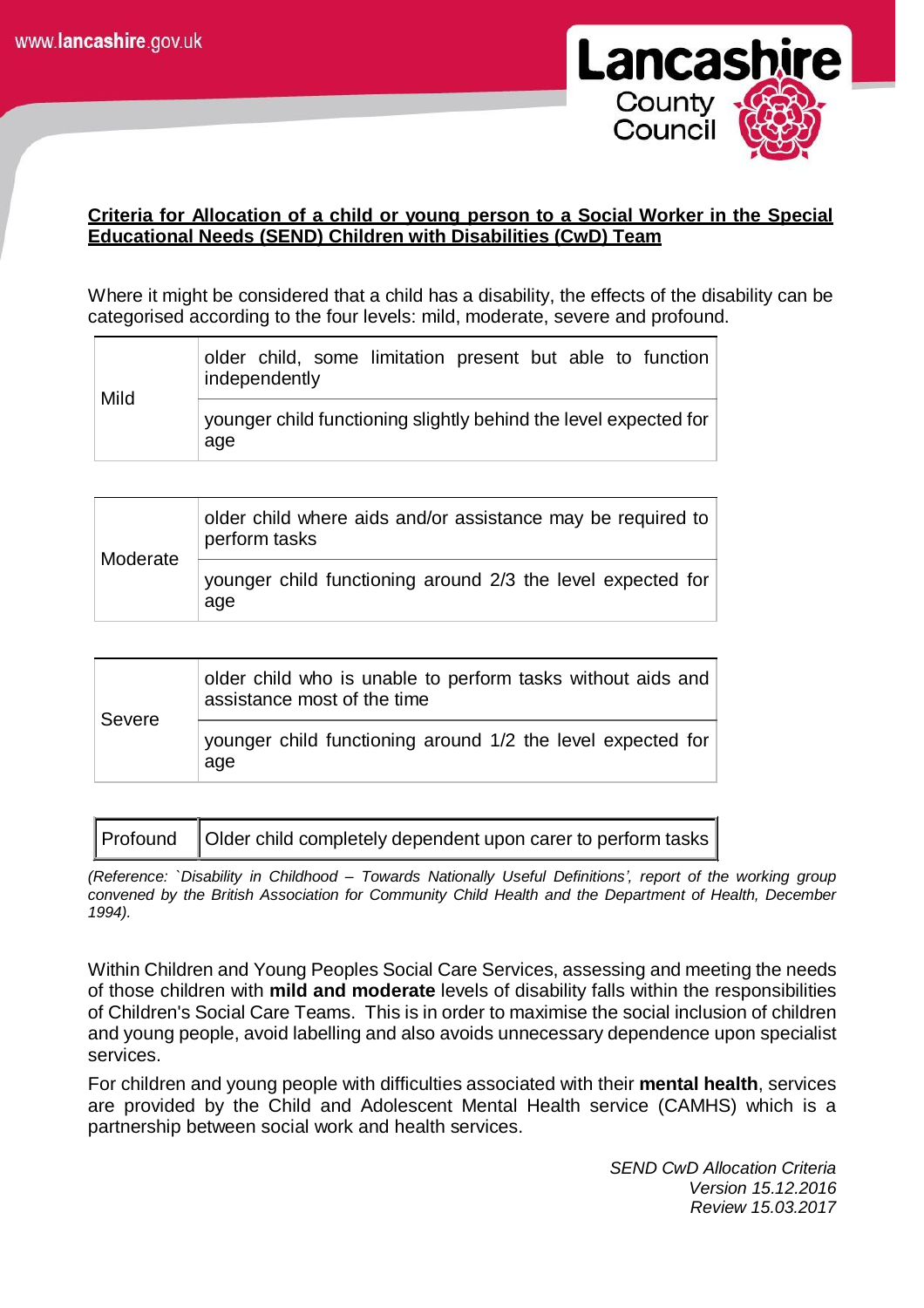**Criteria for Allocation of a child or young person to a Social Worker in the Special Educational Needs (SEND) Children with Disabilities (CwD) Team**

Where it might be considered that a child has a disability, the effects of the disability can be categorised according to the four levels: mild, moderate, severe and profound.

| | |
|---|---|
| Mild | older child, some limitation present but able to function independently |
| | younger child functioning slightly behind the level expected for age |

| | |
|---|---|
| Moderate | older child where aids and/or assistance may be required to perform tasks |
| | younger child functioning around 2/3 the level expected for age |

| | |
|---|---|
| Severe | older child who is unable to perform tasks without aids and assistance most of the time |
| | younger child functioning around 1/2 the level expected for age |

| | |
|---|---|
| Profound | Older child completely dependent upon carer to perform tasks |

*(Reference: `Disability in Childhood – Towards Nationally Useful Definitions', report of the working group convened by the British Association for Community Child Health and the Department of Health, December 1994).*

Within Children and Young Peoples Social Care Services, assessing and meeting the needs of those children with **mild and moderate** levels of disability falls within the responsibilities of Children's Social Care Teams. This is in order to maximise the social inclusion of children and young people, avoid labelling and also avoids unnecessary dependence upon specialist services.

For children and young people with difficulties associated with their **mental health**, services are provided by the Child and Adolescent Mental Health service (CAMHS) which is a partnership between social work and health services.

*SEND CwD Allocation Criteria*
*Version 15.12.2016*
*Review 15.03.2017*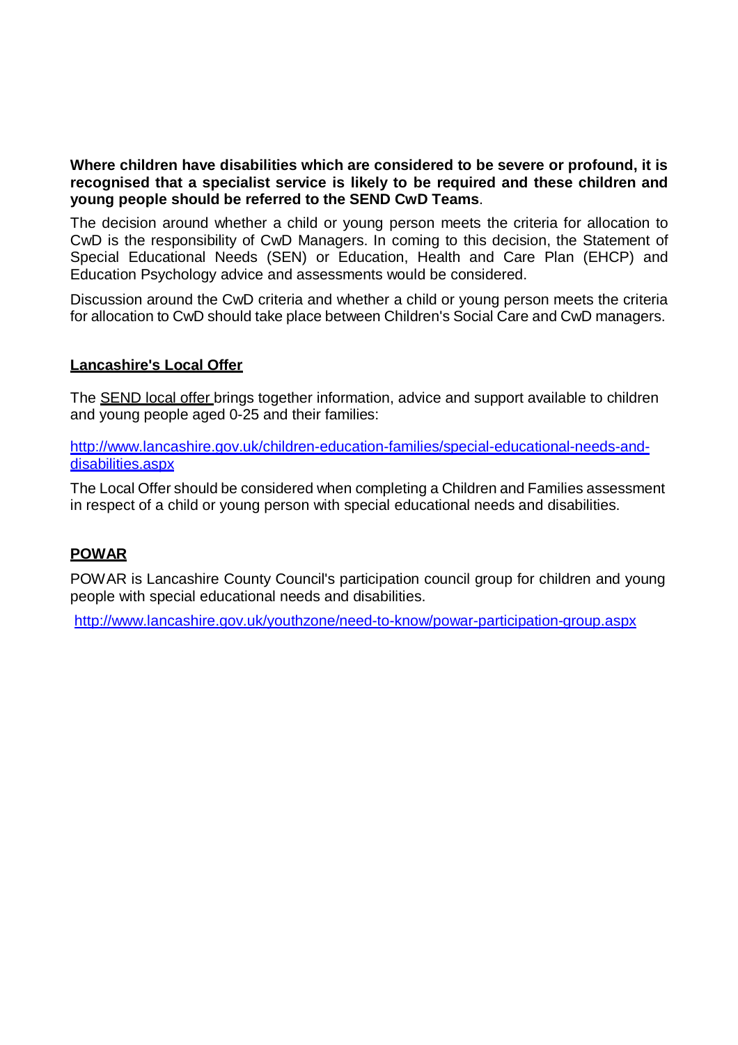**Where children have disabilities which are considered to be severe or profound, it is recognised that a specialist service is likely to be required and these children and young people should be referred to the SEND CwD Teams**.

The decision around whether a child or young person meets the criteria for allocation to CwD is the responsibility of CwD Managers. In coming to this decision, the Statement of Special Educational Needs (SEN) or Education, Health and Care Plan (EHCP) and Education Psychology advice and assessments would be considered.

Discussion around the CwD criteria and whether a child or young person meets the criteria for allocation to CwD should take place between Children's Social Care and CwD managers.

## Lancashire's Local Offer

The SEND local offer brings together information, advice and support available to children and young people aged 0-25 and their families:

http://www.lancashire.gov.uk/children-education-families/special-educational-needs-and-disabilities.aspx

The Local Offer should be considered when completing a Children and Families assessment in respect of a child or young person with special educational needs and disabilities.

## POWAR

POWAR is Lancashire County Council's participation council group for children and young people with special educational needs and disabilities.

http://www.lancashire.gov.uk/youthzone/need-to-know/powar-participation-group.aspx